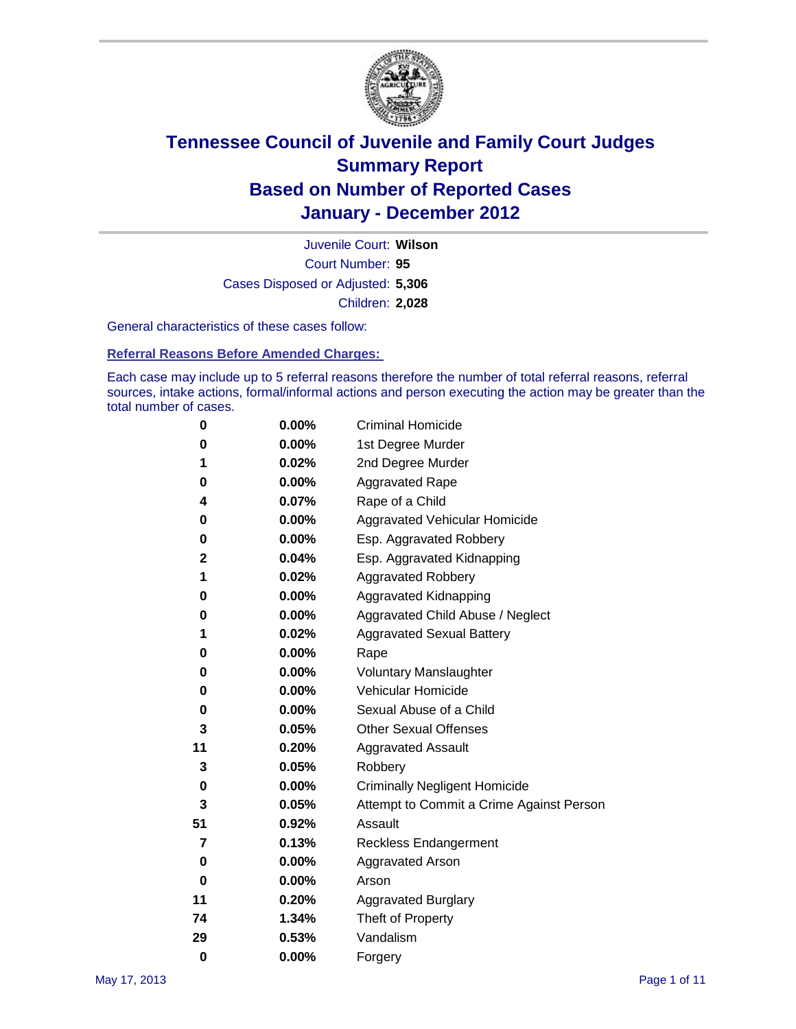# Tennessee Council of Juvenile and Family Court Judges
# Summary Report
# Based on Number of Reported Cases
# January - December 2012

Juvenile Court: **Wilson**

Court Number: **95**

Cases Disposed or Adjusted: **5,306**

Children: **2,028**

General characteristics of these cases follow:

## Referral Reasons Before Amended Charges:

Each case may include up to 5 referral reasons therefore the number of total referral reasons, referral sources, intake actions, formal/informal actions and person executing the action may be greater than the total number of cases.

| Count | Percent | Referral Reason |
|---|---|---|
| 0 | 0.00% | Criminal Homicide |
| 0 | 0.00% | 1st Degree Murder |
| 1 | 0.02% | 2nd Degree Murder |
| 0 | 0.00% | Aggravated Rape |
| 4 | 0.07% | Rape of a Child |
| 0 | 0.00% | Aggravated Vehicular Homicide |
| 0 | 0.00% | Esp. Aggravated Robbery |
| 2 | 0.04% | Esp. Aggravated Kidnapping |
| 1 | 0.02% | Aggravated Robbery |
| 0 | 0.00% | Aggravated Kidnapping |
| 0 | 0.00% | Aggravated Child Abuse / Neglect |
| 1 | 0.02% | Aggravated Sexual Battery |
| 0 | 0.00% | Rape |
| 0 | 0.00% | Voluntary Manslaughter |
| 0 | 0.00% | Vehicular Homicide |
| 0 | 0.00% | Sexual Abuse of a Child |
| 3 | 0.05% | Other Sexual Offenses |
| 11 | 0.20% | Aggravated Assault |
| 3 | 0.05% | Robbery |
| 0 | 0.00% | Criminally Negligent Homicide |
| 3 | 0.05% | Attempt to Commit a Crime Against Person |
| 51 | 0.92% | Assault |
| 7 | 0.13% | Reckless Endangerment |
| 0 | 0.00% | Aggravated Arson |
| 0 | 0.00% | Arson |
| 11 | 0.20% | Aggravated Burglary |
| 74 | 1.34% | Theft of Property |
| 29 | 0.53% | Vandalism |
| 0 | 0.00% | Forgery |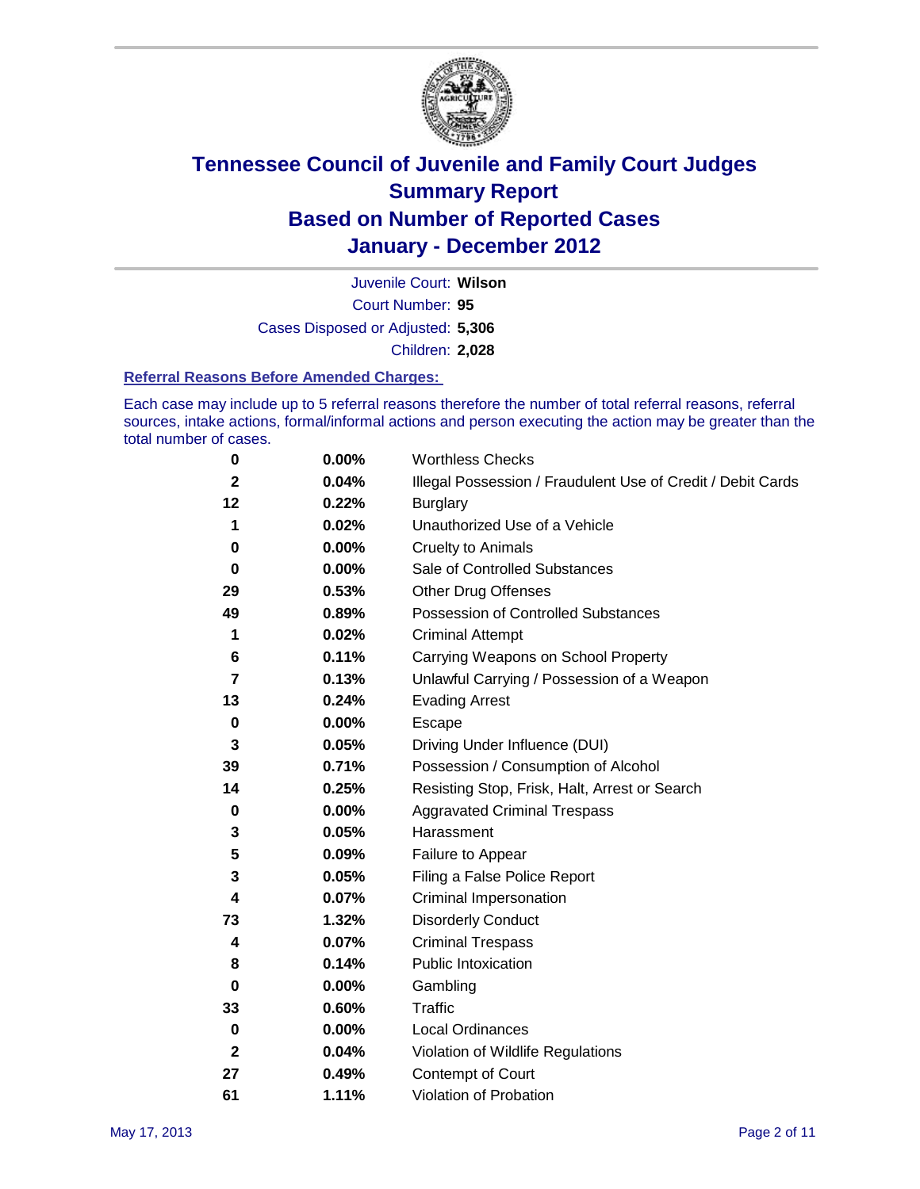# Tennessee Council of Juvenile and Family Court Judges
## Summary Report
## Based on Number of Reported Cases
## January - December 2012

Juvenile Court: **Wilson**
Court Number: **95**
Cases Disposed or Adjusted: **5,306**
Children: **2,028**

### Referral Reasons Before Amended Charges:

Each case may include up to 5 referral reasons therefore the number of total referral reasons, referral sources, intake actions, formal/informal actions and person executing the action may be greater than the total number of cases.

| | | |
|---|---|---|
| 0 | 0.00% | Worthless Checks |
| 2 | 0.04% | Illegal Possession / Fraudulent Use of Credit / Debit Cards |
| 12 | 0.22% | Burglary |
| 1 | 0.02% | Unauthorized Use of a Vehicle |
| 0 | 0.00% | Cruelty to Animals |
| 0 | 0.00% | Sale of Controlled Substances |
| 29 | 0.53% | Other Drug Offenses |
| 49 | 0.89% | Possession of Controlled Substances |
| 1 | 0.02% | Criminal Attempt |
| 6 | 0.11% | Carrying Weapons on School Property |
| 7 | 0.13% | Unlawful Carrying / Possession of a Weapon |
| 13 | 0.24% | Evading Arrest |
| 0 | 0.00% | Escape |
| 3 | 0.05% | Driving Under Influence (DUI) |
| 39 | 0.71% | Possession / Consumption of Alcohol |
| 14 | 0.25% | Resisting Stop, Frisk, Halt, Arrest or Search |
| 0 | 0.00% | Aggravated Criminal Trespass |
| 3 | 0.05% | Harassment |
| 5 | 0.09% | Failure to Appear |
| 3 | 0.05% | Filing a False Police Report |
| 4 | 0.07% | Criminal Impersonation |
| 73 | 1.32% | Disorderly Conduct |
| 4 | 0.07% | Criminal Trespass |
| 8 | 0.14% | Public Intoxication |
| 0 | 0.00% | Gambling |
| 33 | 0.60% | Traffic |
| 0 | 0.00% | Local Ordinances |
| 2 | 0.04% | Violation of Wildlife Regulations |
| 27 | 0.49% | Contempt of Court |
| 61 | 1.11% | Violation of Probation |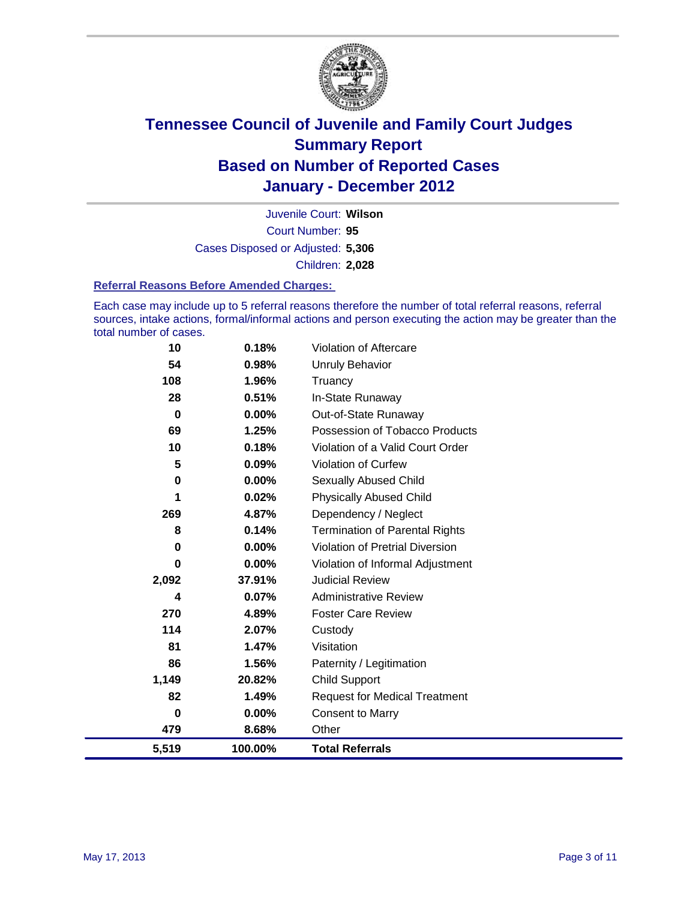# Tennessee Council of Juvenile and Family Court Judges
## Summary Report
## Based on Number of Reported Cases
## January - December 2012

Juvenile Court: **Wilson**
Court Number: **95**
Cases Disposed or Adjusted: **5,306**
Children: **2,028**

### Referral Reasons Before Amended Charges:

Each case may include up to 5 referral reasons therefore the number of total referral reasons, referral sources, intake actions, formal/informal actions and person executing the action may be greater than the total number of cases.

| Count | Percent | Referral Reason |
|---|---|---|
| 10 | 0.18% | Violation of Aftercare |
| 54 | 0.98% | Unruly Behavior |
| 108 | 1.96% | Truancy |
| 28 | 0.51% | In-State Runaway |
| 0 | 0.00% | Out-of-State Runaway |
| 69 | 1.25% | Possession of Tobacco Products |
| 10 | 0.18% | Violation of a Valid Court Order |
| 5 | 0.09% | Violation of Curfew |
| 0 | 0.00% | Sexually Abused Child |
| 1 | 0.02% | Physically Abused Child |
| 269 | 4.87% | Dependency / Neglect |
| 8 | 0.14% | Termination of Parental Rights |
| 0 | 0.00% | Violation of Pretrial Diversion |
| 0 | 0.00% | Violation of Informal Adjustment |
| 2,092 | 37.91% | Judicial Review |
| 4 | 0.07% | Administrative Review |
| 270 | 4.89% | Foster Care Review |
| 114 | 2.07% | Custody |
| 81 | 1.47% | Visitation |
| 86 | 1.56% | Paternity / Legitimation |
| 1,149 | 20.82% | Child Support |
| 82 | 1.49% | Request for Medical Treatment |
| 0 | 0.00% | Consent to Marry |
| 479 | 8.68% | Other |
| **5,519** | **100.00%** | **Total Referrals** |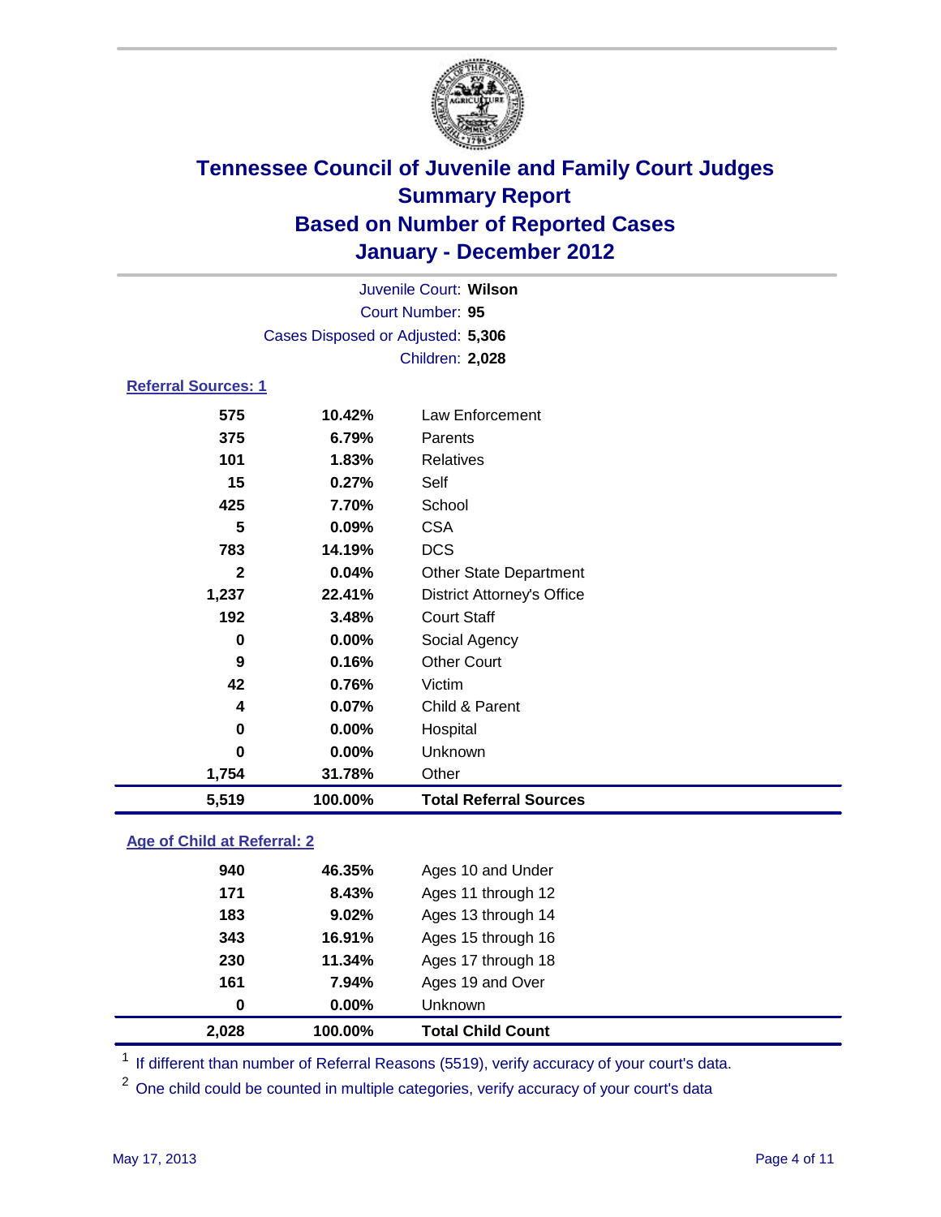# Tennessee Council of Juvenile and Family Court Judges
## Summary Report
## Based on Number of Reported Cases
## January - December 2012

Juvenile Court: **Wilson**
Court Number: **95**
Cases Disposed or Adjusted: **5,306**
Children: **2,028**

### Referral Sources: 1

| Count | Percent | Source |
|---|---|---|
| 575 | 10.42% | Law Enforcement |
| 375 | 6.79% | Parents |
| 101 | 1.83% | Relatives |
| 15 | 0.27% | Self |
| 425 | 7.70% | School |
| 5 | 0.09% | CSA |
| 783 | 14.19% | DCS |
| 2 | 0.04% | Other State Department |
| 1,237 | 22.41% | District Attorney's Office |
| 192 | 3.48% | Court Staff |
| 0 | 0.00% | Social Agency |
| 9 | 0.16% | Other Court |
| 42 | 0.76% | Victim |
| 4 | 0.07% | Child & Parent |
| 0 | 0.00% | Hospital |
| 0 | 0.00% | Unknown |
| 1,754 | 31.78% | Other |
| **5,519** | **100.00%** | **Total Referral Sources** |

### Age of Child at Referral: 2

| Count | Percent | Age Group |
|---|---|---|
| 940 | 46.35% | Ages 10 and Under |
| 171 | 8.43% | Ages 11 through 12 |
| 183 | 9.02% | Ages 13 through 14 |
| 343 | 16.91% | Ages 15 through 16 |
| 230 | 11.34% | Ages 17 through 18 |
| 161 | 7.94% | Ages 19 and Over |
| 0 | 0.00% | Unknown |
| **2,028** | **100.00%** | **Total Child Count** |

[1] If different than number of Referral Reasons (5519), verify accuracy of your court's data.

[2] One child could be counted in multiple categories, verify accuracy of your court's data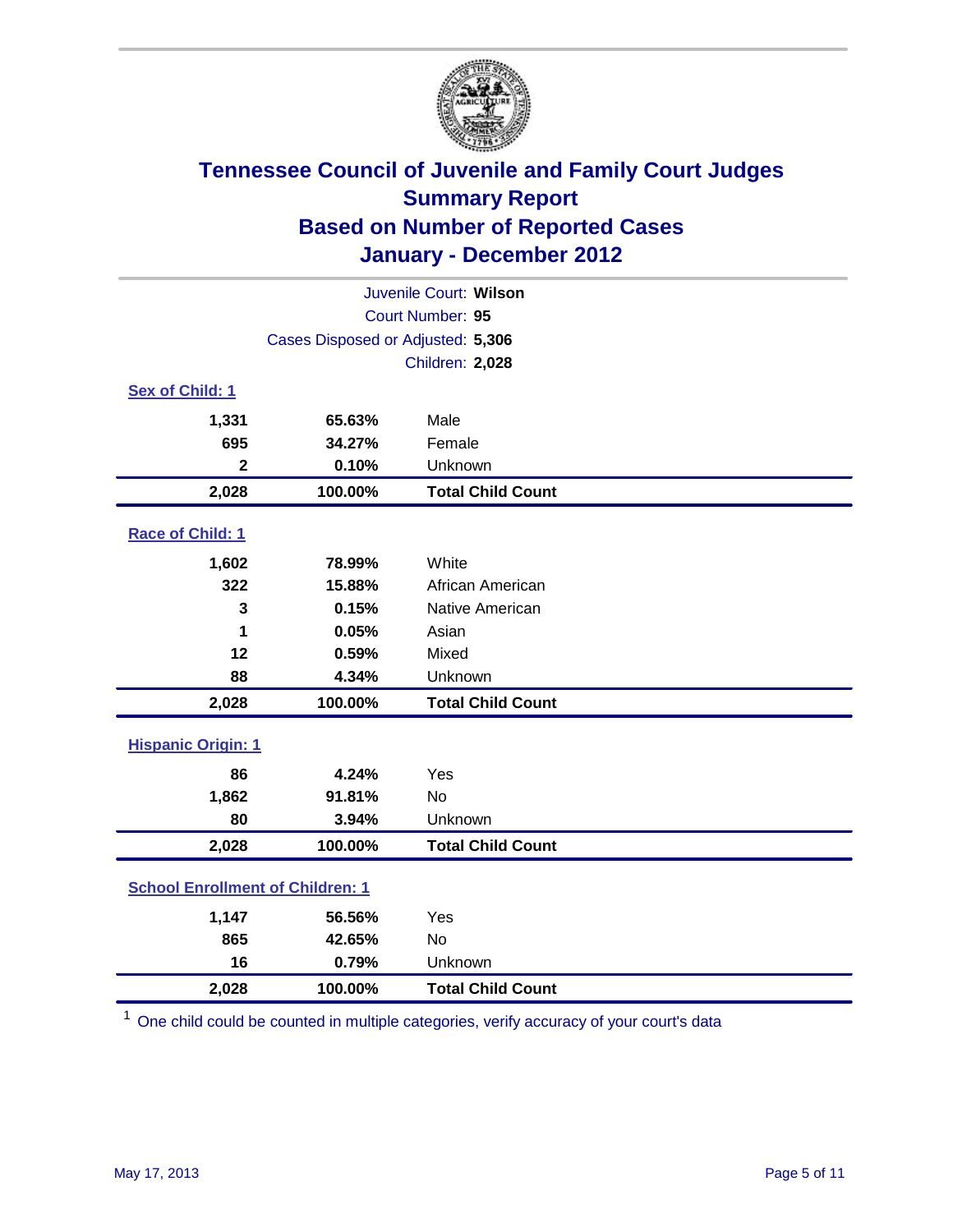# Tennessee Council of Juvenile and Family Court Judges
## Summary Report
## Based on Number of Reported Cases
## January - December 2012

Juvenile Court: **Wilson**

Court Number: **95**

Cases Disposed or Adjusted: **5,306**

Children: **2,028**

### Sex of Child: 1

| | | |
|---|---|---|
| **1,331** | **65.63%** | Male |
| **695** | **34.27%** | Female |
| **2** | **0.10%** | Unknown |
| **2,028** | **100.00%** | **Total Child Count** |

### Race of Child: 1

| | | |
|---|---|---|
| **1,602** | **78.99%** | White |
| **322** | **15.88%** | African American |
| **3** | **0.15%** | Native American |
| **1** | **0.05%** | Asian |
| **12** | **0.59%** | Mixed |
| **88** | **4.34%** | Unknown |
| **2,028** | **100.00%** | **Total Child Count** |

### Hispanic Origin: 1

| | | |
|---|---|---|
| **86** | **4.24%** | Yes |
| **1,862** | **91.81%** | No |
| **80** | **3.94%** | Unknown |
| **2,028** | **100.00%** | **Total Child Count** |

### School Enrollment of Children: 1

| | | |
|---|---|---|
| **1,147** | **56.56%** | Yes |
| **865** | **42.65%** | No |
| **16** | **0.79%** | Unknown |
| **2,028** | **100.00%** | **Total Child Count** |

[1] One child could be counted in multiple categories, verify accuracy of your court's data

May 17, 2013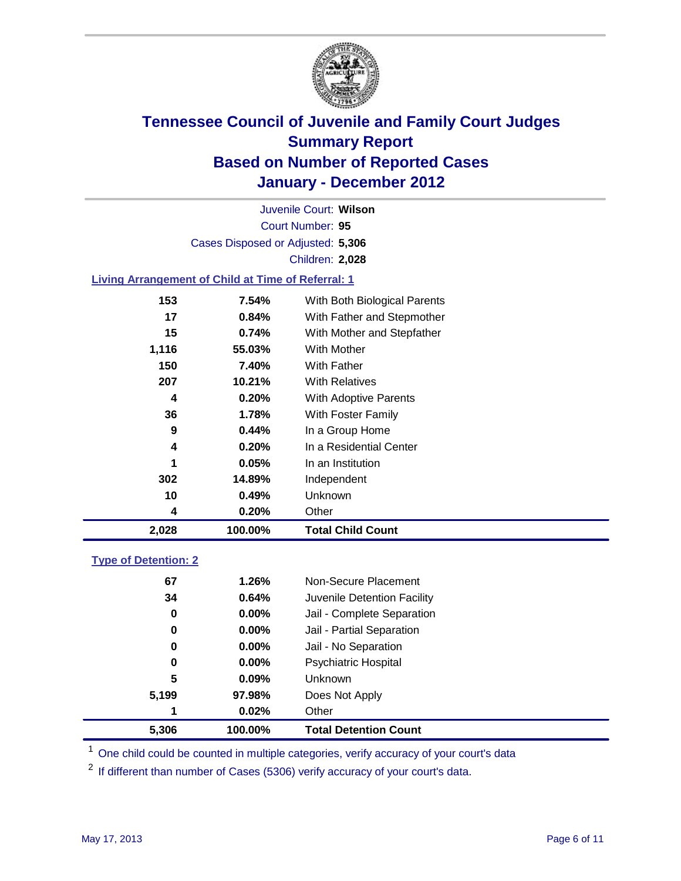# Tennessee Council of Juvenile and Family Court Judges
## Summary Report
## Based on Number of Reported Cases
## January - December 2012

Juvenile Court: **Wilson**

Court Number: **95**

Cases Disposed or Adjusted: **5,306**

Children: **2,028**

### Living Arrangement of Child at Time of Referral: 1

| | | |
|---|---|---|
| 153 | 7.54% | With Both Biological Parents |
| 17 | 0.84% | With Father and Stepmother |
| 15 | 0.74% | With Mother and Stepfather |
| 1,116 | 55.03% | With Mother |
| 150 | 7.40% | With Father |
| 207 | 10.21% | With Relatives |
| 4 | 0.20% | With Adoptive Parents |
| 36 | 1.78% | With Foster Family |
| 9 | 0.44% | In a Group Home |
| 4 | 0.20% | In a Residential Center |
| 1 | 0.05% | In an Institution |
| 302 | 14.89% | Independent |
| 10 | 0.49% | Unknown |
| 4 | 0.20% | Other |
| **2,028** | **100.00%** | **Total Child Count** |

### Type of Detention: 2

| | | |
|---|---|---|
| 67 | 1.26% | Non-Secure Placement |
| 34 | 0.64% | Juvenile Detention Facility |
| 0 | 0.00% | Jail - Complete Separation |
| 0 | 0.00% | Jail - Partial Separation |
| 0 | 0.00% | Jail - No Separation |
| 0 | 0.00% | Psychiatric Hospital |
| 5 | 0.09% | Unknown |
| 5,199 | 97.98% | Does Not Apply |
| 1 | 0.02% | Other |
| **5,306** | **100.00%** | **Total Detention Count** |

[1] One child could be counted in multiple categories, verify accuracy of your court's data

[2] If different than number of Cases (5306) verify accuracy of your court's data.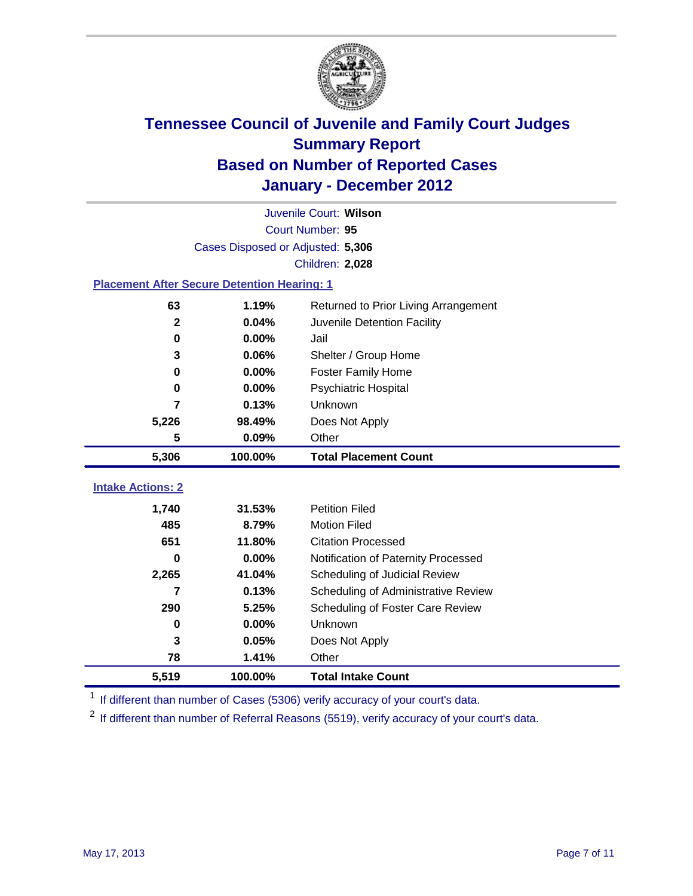# Tennessee Council of Juvenile and Family Court Judges
## Summary Report
## Based on Number of Reported Cases
## January - December 2012

Juvenile Court: **Wilson**

Court Number: **95**

Cases Disposed or Adjusted: **5,306**

Children: **2,028**

### Placement After Secure Detention Hearing: 1

| Count | Percent | Placement |
|---|---|---|
| 63 | 1.19% | Returned to Prior Living Arrangement |
| 2 | 0.04% | Juvenile Detention Facility |
| 0 | 0.00% | Jail |
| 3 | 0.06% | Shelter / Group Home |
| 0 | 0.00% | Foster Family Home |
| 0 | 0.00% | Psychiatric Hospital |
| 7 | 0.13% | Unknown |
| 5,226 | 98.49% | Does Not Apply |
| 5 | 0.09% | Other |
| **5,306** | **100.00%** | **Total Placement Count** |

### Intake Actions: 2

| Count | Percent | Intake Action |
|---|---|---|
| 1,740 | 31.53% | Petition Filed |
| 485 | 8.79% | Motion Filed |
| 651 | 11.80% | Citation Processed |
| 0 | 0.00% | Notification of Paternity Processed |
| 2,265 | 41.04% | Scheduling of Judicial Review |
| 7 | 0.13% | Scheduling of Administrative Review |
| 290 | 5.25% | Scheduling of Foster Care Review |
| 0 | 0.00% | Unknown |
| 3 | 0.05% | Does Not Apply |
| 78 | 1.41% | Other |
| **5,519** | **100.00%** | **Total Intake Count** |

[1] If different than number of Cases (5306) verify accuracy of your court's data.

[2] If different than number of Referral Reasons (5519), verify accuracy of your court's data.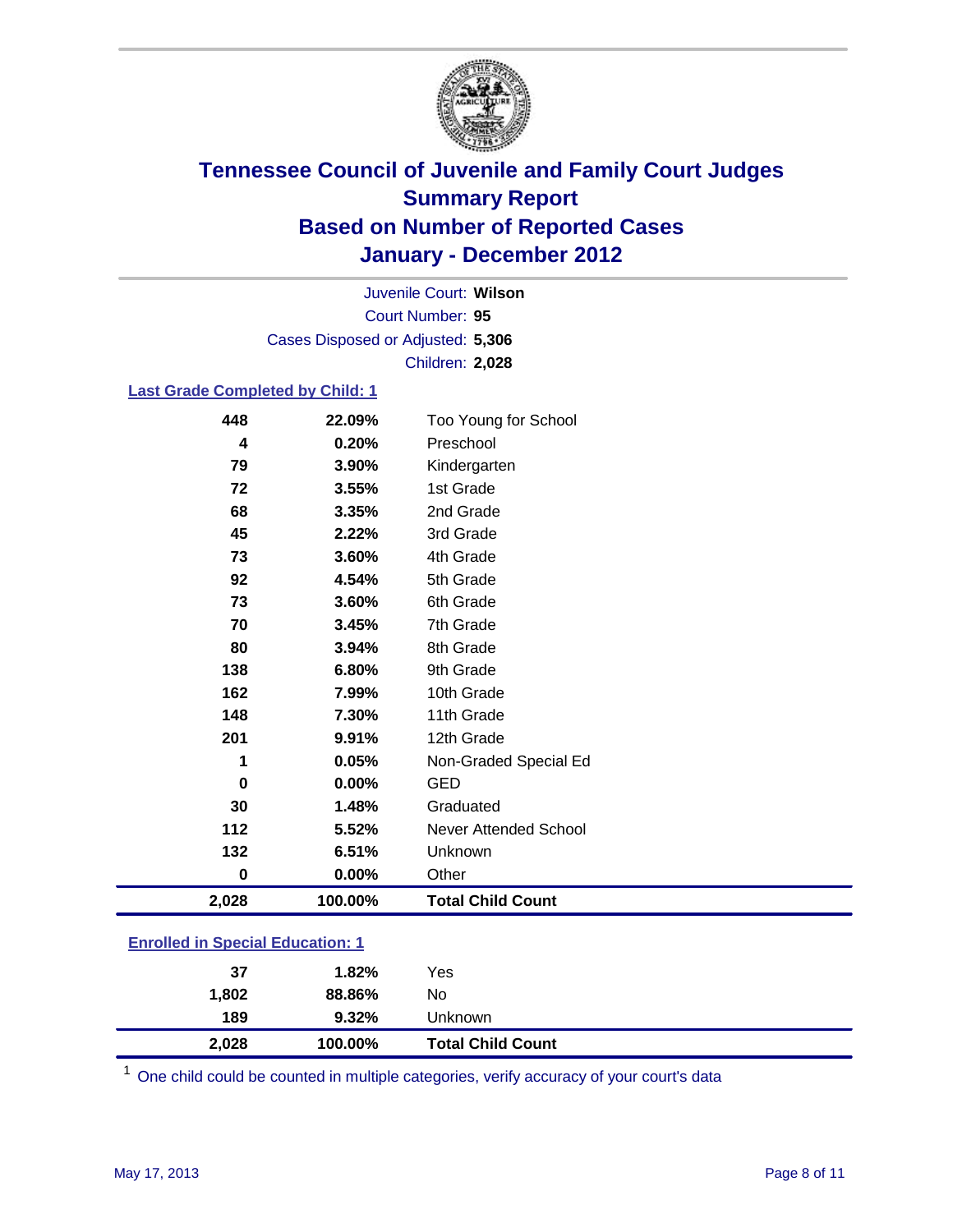# Tennessee Council of Juvenile and Family Court Judges
## Summary Report
## Based on Number of Reported Cases
## January - December 2012

Juvenile Court: **Wilson**
Court Number: **95**
Cases Disposed or Adjusted: **5,306**
Children: **2,028**

### Last Grade Completed by Child: 1

| Count | Percent | Category |
|---|---|---|
| 448 | 22.09% | Too Young for School |
| 4 | 0.20% | Preschool |
| 79 | 3.90% | Kindergarten |
| 72 | 3.55% | 1st Grade |
| 68 | 3.35% | 2nd Grade |
| 45 | 2.22% | 3rd Grade |
| 73 | 3.60% | 4th Grade |
| 92 | 4.54% | 5th Grade |
| 73 | 3.60% | 6th Grade |
| 70 | 3.45% | 7th Grade |
| 80 | 3.94% | 8th Grade |
| 138 | 6.80% | 9th Grade |
| 162 | 7.99% | 10th Grade |
| 148 | 7.30% | 11th Grade |
| 201 | 9.91% | 12th Grade |
| 1 | 0.05% | Non-Graded Special Ed |
| 0 | 0.00% | GED |
| 30 | 1.48% | Graduated |
| 112 | 5.52% | Never Attended School |
| 132 | 6.51% | Unknown |
| 0 | 0.00% | Other |
| **2,028** | **100.00%** | **Total Child Count** |

### Enrolled in Special Education: 1

| Count | Percent | Category |
|---|---|---|
| 37 | 1.82% | Yes |
| 1,802 | 88.86% | No |
| 189 | 9.32% | Unknown |
| **2,028** | **100.00%** | **Total Child Count** |

[1] One child could be counted in multiple categories, verify accuracy of your court's data

May 17, 2013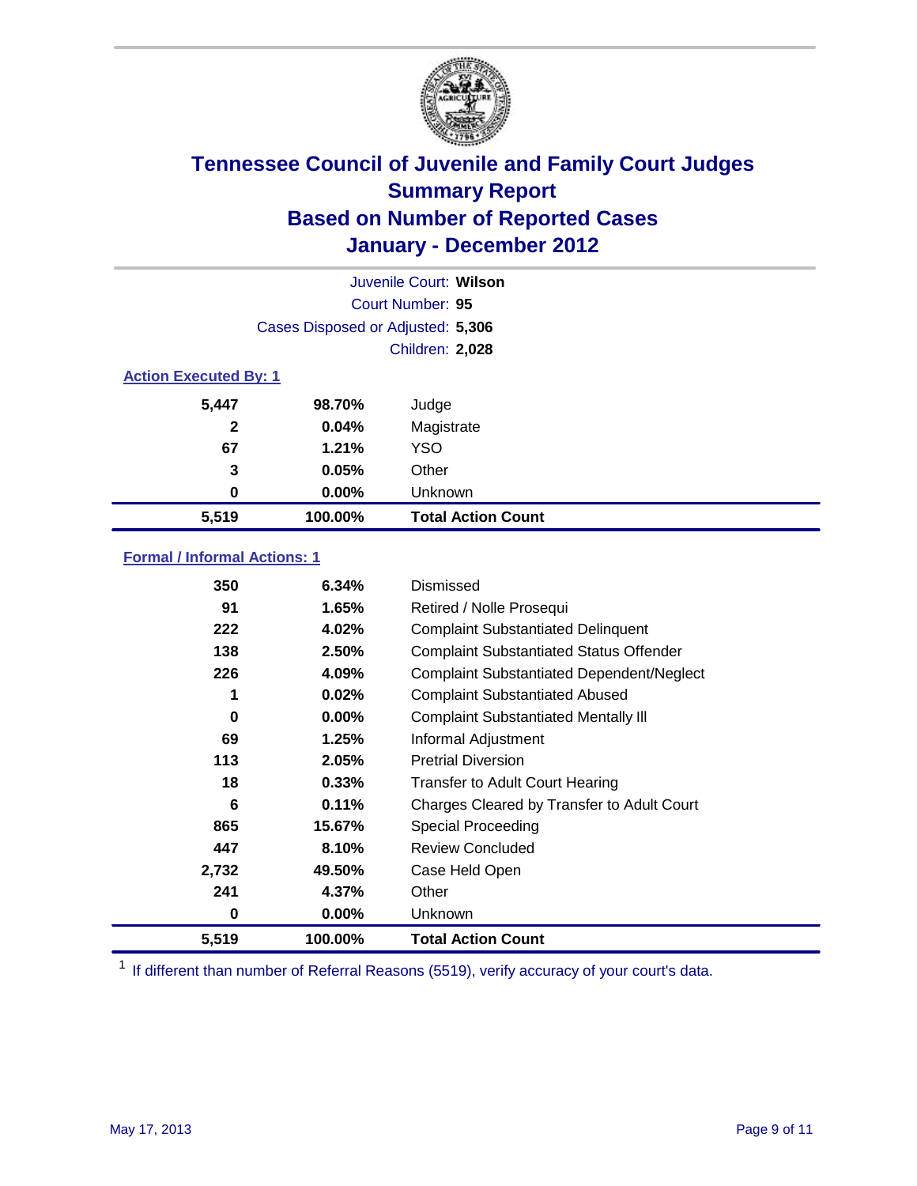# Tennessee Council of Juvenile and Family Court Judges
## Summary Report
## Based on Number of Reported Cases
## January - December 2012

Juvenile Court: **Wilson**
Court Number: **95**
Cases Disposed or Adjusted: **5,306**
Children: **2,028**

### Action Executed By: 1

| | | |
|---|---|---|
| 5,447 | 98.70% | Judge |
| 2 | 0.04% | Magistrate |
| 67 | 1.21% | YSO |
| 3 | 0.05% | Other |
| 0 | 0.00% | Unknown |
| **5,519** | **100.00%** | **Total Action Count** |

### Formal / Informal Actions: 1

| | | |
|---|---|---|
| 350 | 6.34% | Dismissed |
| 91 | 1.65% | Retired / Nolle Prosequi |
| 222 | 4.02% | Complaint Substantiated Delinquent |
| 138 | 2.50% | Complaint Substantiated Status Offender |
| 226 | 4.09% | Complaint Substantiated Dependent/Neglect |
| 1 | 0.02% | Complaint Substantiated Abused |
| 0 | 0.00% | Complaint Substantiated Mentally Ill |
| 69 | 1.25% | Informal Adjustment |
| 113 | 2.05% | Pretrial Diversion |
| 18 | 0.33% | Transfer to Adult Court Hearing |
| 6 | 0.11% | Charges Cleared by Transfer to Adult Court |
| 865 | 15.67% | Special Proceeding |
| 447 | 8.10% | Review Concluded |
| 2,732 | 49.50% | Case Held Open |
| 241 | 4.37% | Other |
| 0 | 0.00% | Unknown |
| **5,519** | **100.00%** | **Total Action Count** |

[1] If different than number of Referral Reasons (5519), verify accuracy of your court's data.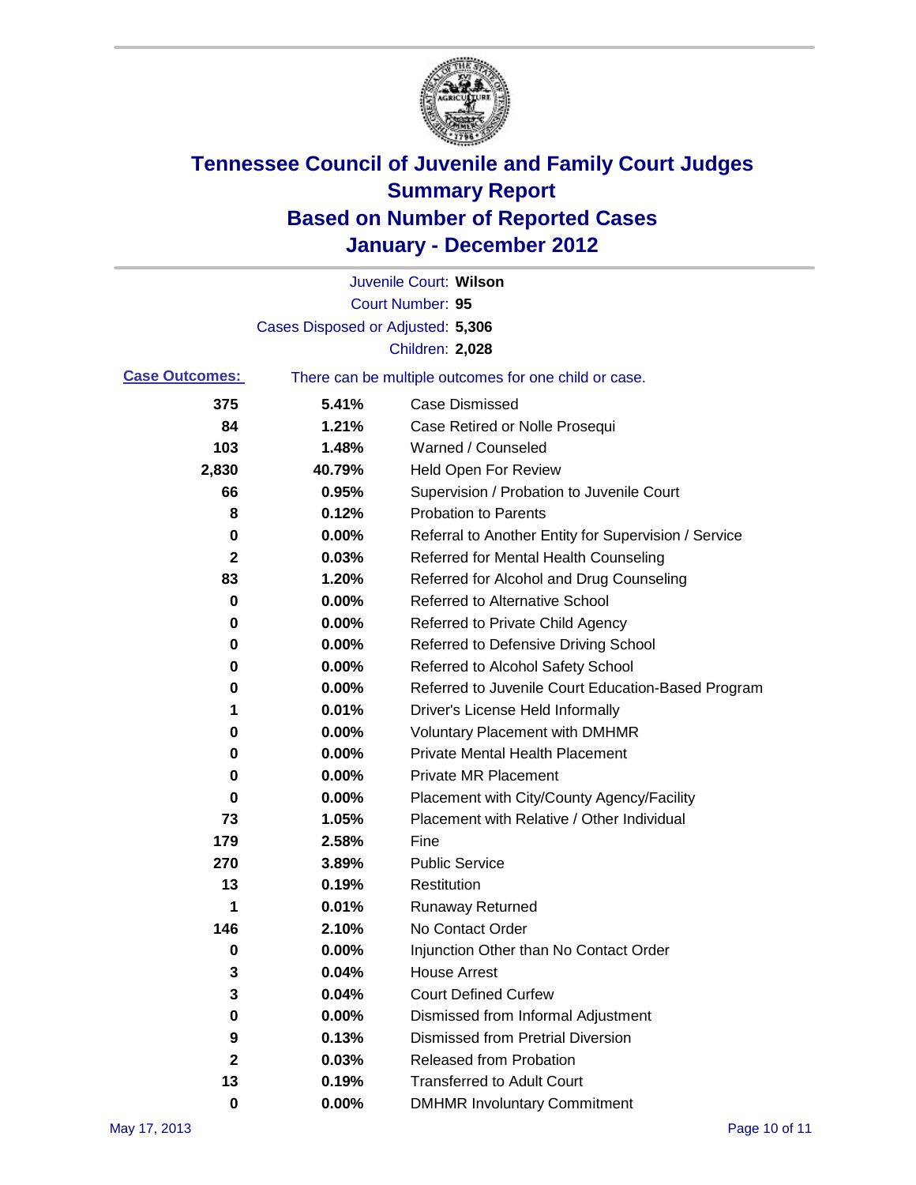# Tennessee Council of Juvenile and Family Court Judges
# Summary Report
# Based on Number of Reported Cases
# January - December 2012

Juvenile Court: **Wilson**

Court Number: **95**

Cases Disposed or Adjusted: **5,306**

Children: **2,028**

**Case Outcomes:** There can be multiple outcomes for one child or case.

| Count | Percent | Outcome |
|---|---|---|
| 375 | 5.41% | Case Dismissed |
| 84 | 1.21% | Case Retired or Nolle Prosequi |
| 103 | 1.48% | Warned / Counseled |
| 2,830 | 40.79% | Held Open For Review |
| 66 | 0.95% | Supervision / Probation to Juvenile Court |
| 8 | 0.12% | Probation to Parents |
| 0 | 0.00% | Referral to Another Entity for Supervision / Service |
| 2 | 0.03% | Referred for Mental Health Counseling |
| 83 | 1.20% | Referred for Alcohol and Drug Counseling |
| 0 | 0.00% | Referred to Alternative School |
| 0 | 0.00% | Referred to Private Child Agency |
| 0 | 0.00% | Referred to Defensive Driving School |
| 0 | 0.00% | Referred to Alcohol Safety School |
| 0 | 0.00% | Referred to Juvenile Court Education-Based Program |
| 1 | 0.01% | Driver's License Held Informally |
| 0 | 0.00% | Voluntary Placement with DMHMR |
| 0 | 0.00% | Private Mental Health Placement |
| 0 | 0.00% | Private MR Placement |
| 0 | 0.00% | Placement with City/County Agency/Facility |
| 73 | 1.05% | Placement with Relative / Other Individual |
| 179 | 2.58% | Fine |
| 270 | 3.89% | Public Service |
| 13 | 0.19% | Restitution |
| 1 | 0.01% | Runaway Returned |
| 146 | 2.10% | No Contact Order |
| 0 | 0.00% | Injunction Other than No Contact Order |
| 3 | 0.04% | House Arrest |
| 3 | 0.04% | Court Defined Curfew |
| 0 | 0.00% | Dismissed from Informal Adjustment |
| 9 | 0.13% | Dismissed from Pretrial Diversion |
| 2 | 0.03% | Released from Probation |
| 13 | 0.19% | Transferred to Adult Court |
| 0 | 0.00% | DMHMR Involuntary Commitment |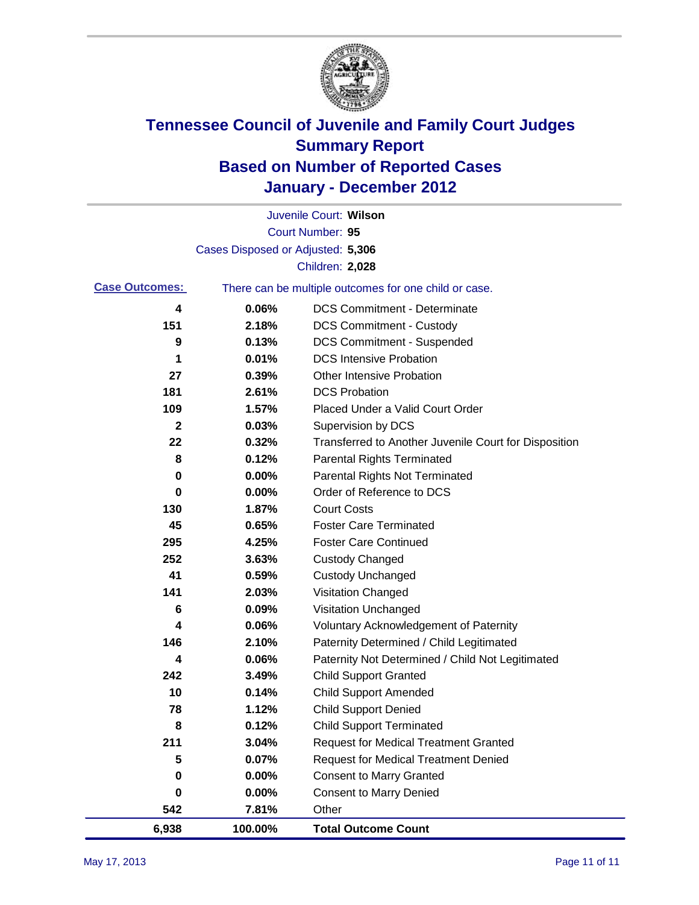# Tennessee Council of Juvenile and Family Court Judges
## Summary Report
## Based on Number of Reported Cases
## January - December 2012

Juvenile Court: **Wilson**

Court Number: **95**

Cases Disposed or Adjusted: **5,306**

Children: **2,028**

**Case Outcomes:** There can be multiple outcomes for one child or case.

| | | |
|---|---|---|
| 4 | 0.06% | DCS Commitment - Determinate |
| 151 | 2.18% | DCS Commitment - Custody |
| 9 | 0.13% | DCS Commitment - Suspended |
| 1 | 0.01% | DCS Intensive Probation |
| 27 | 0.39% | Other Intensive Probation |
| 181 | 2.61% | DCS Probation |
| 109 | 1.57% | Placed Under a Valid Court Order |
| 2 | 0.03% | Supervision by DCS |
| 22 | 0.32% | Transferred to Another Juvenile Court for Disposition |
| 8 | 0.12% | Parental Rights Terminated |
| 0 | 0.00% | Parental Rights Not Terminated |
| 0 | 0.00% | Order of Reference to DCS |
| 130 | 1.87% | Court Costs |
| 45 | 0.65% | Foster Care Terminated |
| 295 | 4.25% | Foster Care Continued |
| 252 | 3.63% | Custody Changed |
| 41 | 0.59% | Custody Unchanged |
| 141 | 2.03% | Visitation Changed |
| 6 | 0.09% | Visitation Unchanged |
| 4 | 0.06% | Voluntary Acknowledgement of Paternity |
| 146 | 2.10% | Paternity Determined / Child Legitimated |
| 4 | 0.06% | Paternity Not Determined / Child Not Legitimated |
| 242 | 3.49% | Child Support Granted |
| 10 | 0.14% | Child Support Amended |
| 78 | 1.12% | Child Support Denied |
| 8 | 0.12% | Child Support Terminated |
| 211 | 3.04% | Request for Medical Treatment Granted |
| 5 | 0.07% | Request for Medical Treatment Denied |
| 0 | 0.00% | Consent to Marry Granted |
| 0 | 0.00% | Consent to Marry Denied |
| 542 | 7.81% | Other |
| **6,938** | **100.00%** | **Total Outcome Count** |